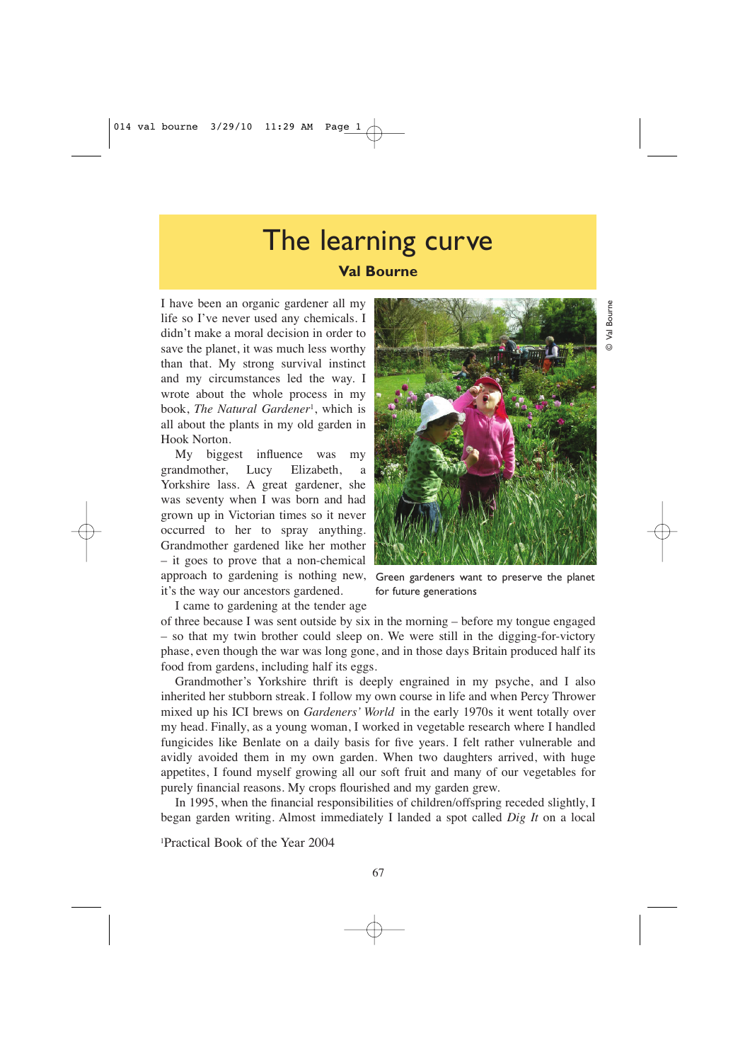# The learning curve

**Val Bourne**

I have been an organic gardener all my life so I've never used any chemicals. I didn't make a moral decision in order to save the planet, it was much less worthy than that. My strong survival instinct and my circumstances led the way. I wrote about the whole process in my book, *The Natural Gardener*[1], which is all about the plants in my old garden in Hook Norton.

My biggest influence was my grandmother, Lucy Elizabeth, a Yorkshire lass. A great gardener, she was seventy when I was born and had grown up in Victorian times so it never occurred to her to spray anything. Grandmother gardened like her mother – it goes to prove that a non-chemical approach to gardening is nothing new, it's the way our ancestors gardened.

Green gardeners want to preserve the planet for future generations

© Val Bourne

I came to gardening at the tender age of three because I was sent outside by six in the morning – before my tongue engaged – so that my twin brother could sleep on. We were still in the digging-for-victory phase, even though the war was long gone, and in those days Britain produced half its food from gardens, including half its eggs.

Grandmother's Yorkshire thrift is deeply engrained in my psyche, and I also inherited her stubborn streak. I follow my own course in life and when Percy Thrower mixed up his ICI brews on *Gardeners' World* in the early 1970s it went totally over my head. Finally, as a young woman, I worked in vegetable research where I handled fungicides like Benlate on a daily basis for five years. I felt rather vulnerable and avidly avoided them in my own garden. When two daughters arrived, with huge appetites, I found myself growing all our soft fruit and many of our vegetables for purely financial reasons. My crops flourished and my garden grew.

In 1995, when the financial responsibilities of children/offspring receded slightly, I began garden writing. Almost immediately I landed a spot called *Dig It* on a local

[1]Practical Book of the Year 2004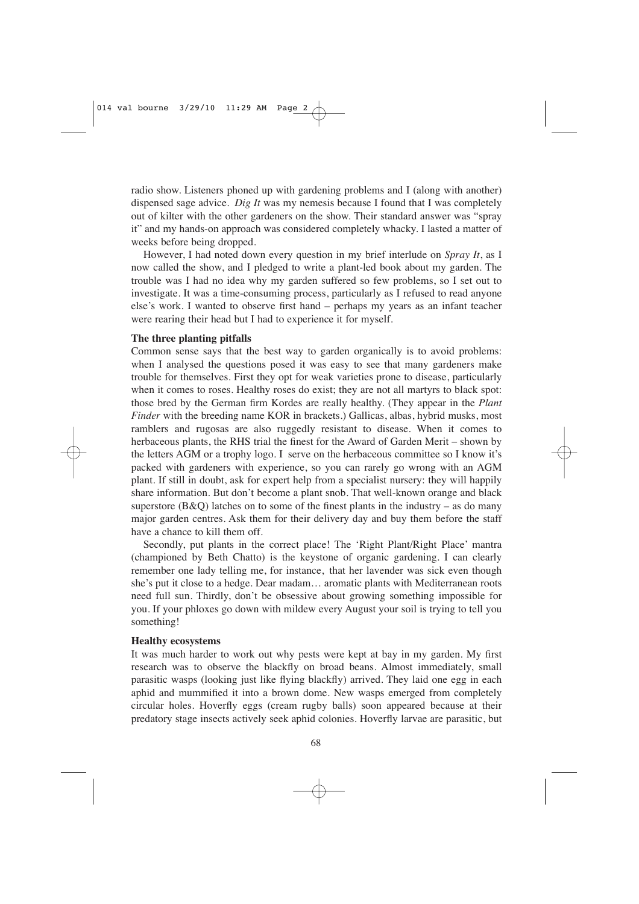radio show. Listeners phoned up with gardening problems and I (along with another) dispensed sage advice. *Dig It* was my nemesis because I found that I was completely out of kilter with the other gardeners on the show. Their standard answer was "spray it" and my hands-on approach was considered completely whacky. I lasted a matter of weeks before being dropped.

However, I had noted down every question in my brief interlude on *Spray It*, as I now called the show, and I pledged to write a plant-led book about my garden. The trouble was I had no idea why my garden suffered so few problems, so I set out to investigate. It was a time-consuming process, particularly as I refused to read anyone else's work. I wanted to observe first hand – perhaps my years as an infant teacher were rearing their head but I had to experience it for myself.

**The three planting pitfalls**

Common sense says that the best way to garden organically is to avoid problems: when I analysed the questions posed it was easy to see that many gardeners make trouble for themselves. First they opt for weak varieties prone to disease, particularly when it comes to roses. Healthy roses do exist; they are not all martyrs to black spot: those bred by the German firm Kordes are really healthy. (They appear in the *Plant Finder* with the breeding name KOR in brackets.) Gallicas, albas, hybrid musks, most ramblers and rugosas are also ruggedly resistant to disease. When it comes to herbaceous plants, the RHS trial the finest for the Award of Garden Merit – shown by the letters AGM or a trophy logo. I serve on the herbaceous committee so I know it's packed with gardeners with experience, so you can rarely go wrong with an AGM plant. If still in doubt, ask for expert help from a specialist nursery: they will happily share information. But don't become a plant snob. That well-known orange and black superstore (B&Q) latches on to some of the finest plants in the industry – as do many major garden centres. Ask them for their delivery day and buy them before the staff have a chance to kill them off.

Secondly, put plants in the correct place! The 'Right Plant/Right Place' mantra (championed by Beth Chatto) is the keystone of organic gardening. I can clearly remember one lady telling me, for instance, that her lavender was sick even though she's put it close to a hedge. Dear madam… aromatic plants with Mediterranean roots need full sun. Thirdly, don't be obsessive about growing something impossible for you. If your phloxes go down with mildew every August your soil is trying to tell you something!

**Healthy ecosystems**

It was much harder to work out why pests were kept at bay in my garden. My first research was to observe the blackfly on broad beans. Almost immediately, small parasitic wasps (looking just like flying blackfly) arrived. They laid one egg in each aphid and mummified it into a brown dome. New wasps emerged from completely circular holes. Hoverfly eggs (cream rugby balls) soon appeared because at their predatory stage insects actively seek aphid colonies. Hoverfly larvae are parasitic, but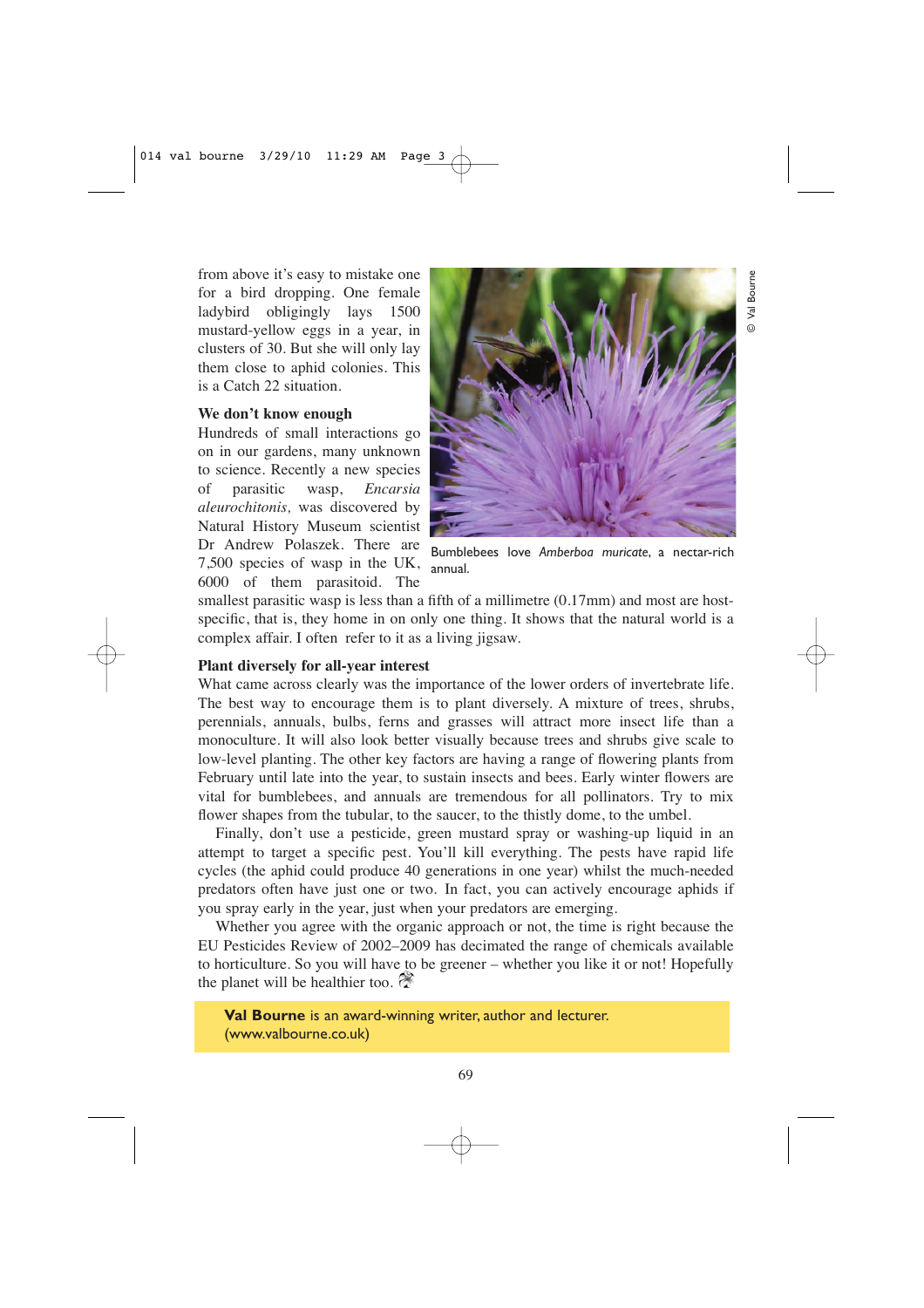from above it's easy to mistake one for a bird dropping. One female ladybird obligingly lays 1500 mustard-yellow eggs in a year, in clusters of 30. But she will only lay them close to aphid colonies. This is a Catch 22 situation.

### We don't know enough

Hundreds of small interactions go on in our gardens, many unknown to science. Recently a new species of parasitic wasp, *Encarsia aleurochitonis,* was discovered by Natural History Museum scientist Dr Andrew Polaszek. There are 7,500 species of wasp in the UK, 6000 of them parasitoid. The smallest parasitic wasp is less than a fifth of a millimetre (0.17mm) and most are host-specific, that is, they home in on only one thing. It shows that the natural world is a complex affair. I often refer to it as a living jigsaw.

Bumblebees love *Amberboa muricate*, a nectar-rich annual.

© Val Bourne

### Plant diversely for all-year interest

What came across clearly was the importance of the lower orders of invertebrate life. The best way to encourage them is to plant diversely. A mixture of trees, shrubs, perennials, annuals, bulbs, ferns and grasses will attract more insect life than a monoculture. It will also look better visually because trees and shrubs give scale to low-level planting. The other key factors are having a range of flowering plants from February until late into the year, to sustain insects and bees. Early winter flowers are vital for bumblebees, and annuals are tremendous for all pollinators. Try to mix flower shapes from the tubular, to the saucer, to the thistly dome, to the umbel.

Finally, don't use a pesticide, green mustard spray or washing-up liquid in an attempt to target a specific pest. You'll kill everything. The pests have rapid life cycles (the aphid could produce 40 generations in one year) whilst the much-needed predators often have just one or two. In fact, you can actively encourage aphids if you spray early in the year, just when your predators are emerging.

Whether you agree with the organic approach or not, the time is right because the EU Pesticides Review of 2002–2009 has decimated the range of chemicals available to horticulture. So you will have to be greener – whether you like it or not! Hopefully the planet will be healthier too.

**Val Bourne** is an award-winning writer, author and lecturer. (www.valbourne.co.uk)